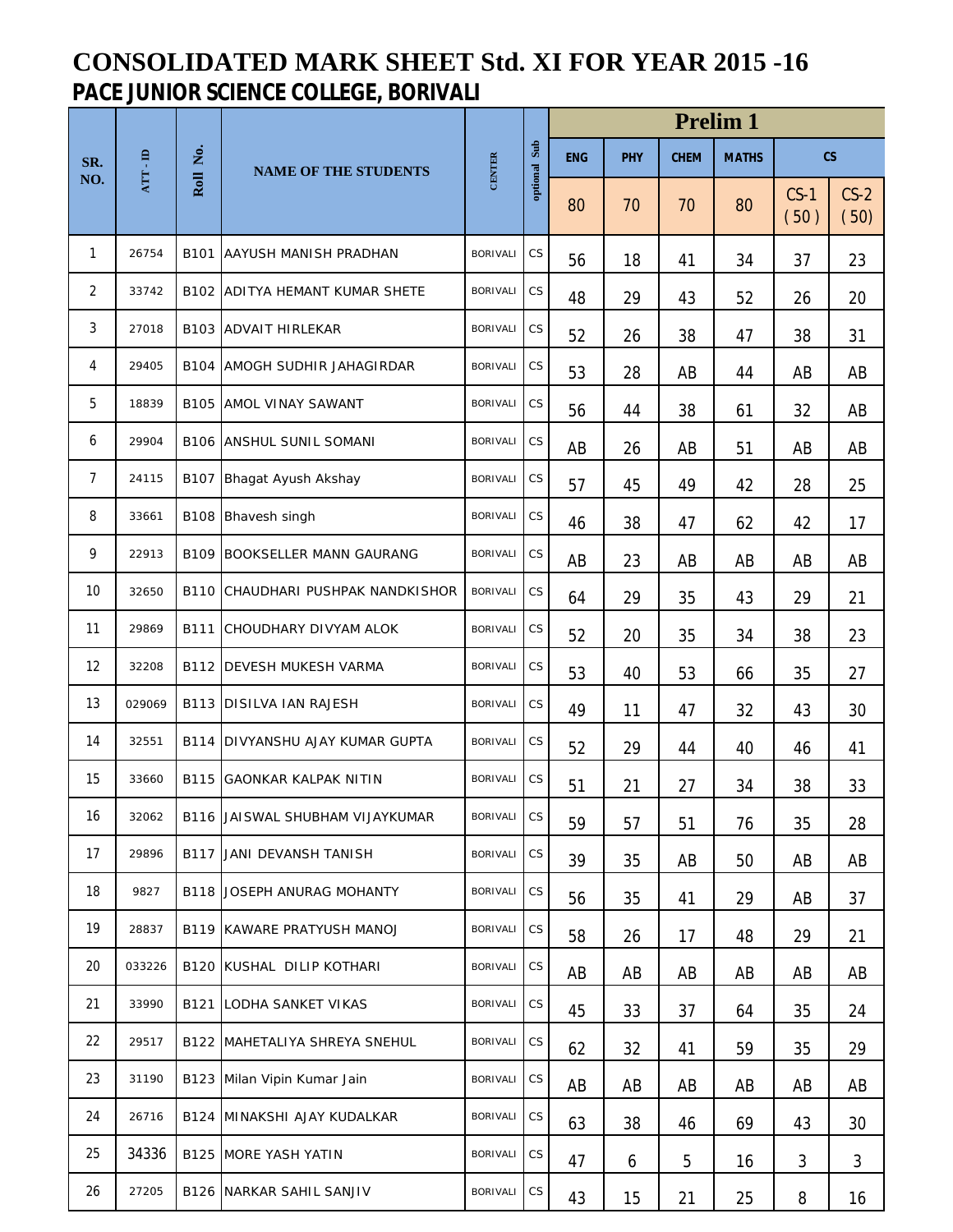# CONSOLIDATED MARK SHEET Std. XI FOR YEAR 2015 -16

## PACE JUNIOR SCIENCE COLLEGE, BORIVALI

| SR. NO. | ATT - ID | Roll No. | NAME OF THE STUDENTS | CENTER | optional Sub | Prelim 1 | | | | | |
|---|---|---|---|---|---|---|---|---|---|---|---|
| | | | | | | ENG | PHY | CHEM | MATHS | CS | |
| | | | | | | 80 | 70 | 70 | 80 | CS-1 ( 50 ) | CS-2 ( 50) |
| 1 | 26754 | B101 | AAYUSH MANISH PRADHAN | BORIVALI | CS | 56 | 18 | 41 | 34 | 37 | 23 |
| 2 | 33742 | B102 | ADITYA HEMANT KUMAR SHETE | BORIVALI | CS | 48 | 29 | 43 | 52 | 26 | 20 |
| 3 | 27018 | B103 | ADVAIT HIRLEKAR | BORIVALI | CS | 52 | 26 | 38 | 47 | 38 | 31 |
| 4 | 29405 | B104 | AMOGH SUDHIR JAHAGIRDAR | BORIVALI | CS | 53 | 28 | AB | 44 | AB | AB |
| 5 | 18839 | B105 | AMOL VINAY SAWANT | BORIVALI | CS | 56 | 44 | 38 | 61 | 32 | AB |
| 6 | 29904 | B106 | ANSHUL SUNIL SOMANI | BORIVALI | CS | AB | 26 | AB | 51 | AB | AB |
| 7 | 24115 | B107 | Bhagat Ayush Akshay | BORIVALI | CS | 57 | 45 | 49 | 42 | 28 | 25 |
| 8 | 33661 | B108 | Bhavesh singh | BORIVALI | CS | 46 | 38 | 47 | 62 | 42 | 17 |
| 9 | 22913 | B109 | BOOKSELLER MANN GAURANG | BORIVALI | CS | AB | 23 | AB | AB | AB | AB |
| 10 | 32650 | B110 | CHAUDHARI PUSHPAK NANDKISHOR | BORIVALI | CS | 64 | 29 | 35 | 43 | 29 | 21 |
| 11 | 29869 | B111 | CHOUDHARY DIVYAM ALOK | BORIVALI | CS | 52 | 20 | 35 | 34 | 38 | 23 |
| 12 | 32208 | B112 | DEVESH MUKESH VARMA | BORIVALI | CS | 53 | 40 | 53 | 66 | 35 | 27 |
| 13 | 029069 | B113 | DISILVA IAN RAJESH | BORIVALI | CS | 49 | 11 | 47 | 32 | 43 | 30 |
| 14 | 32551 | B114 | DIVYANSHU AJAY KUMAR GUPTA | BORIVALI | CS | 52 | 29 | 44 | 40 | 46 | 41 |
| 15 | 33660 | B115 | GAONKAR KALPAK NITIN | BORIVALI | CS | 51 | 21 | 27 | 34 | 38 | 33 |
| 16 | 32062 | B116 | JAISWAL SHUBHAM VIJAYKUMAR | BORIVALI | CS | 59 | 57 | 51 | 76 | 35 | 28 |
| 17 | 29896 | B117 | JANI DEVANSH TANISH | BORIVALI | CS | 39 | 35 | AB | 50 | AB | AB |
| 18 | 9827 | B118 | JOSEPH ANURAG MOHANTY | BORIVALI | CS | 56 | 35 | 41 | 29 | AB | 37 |
| 19 | 28837 | B119 | KAWARE PRATYUSH MANOJ | BORIVALI | CS | 58 | 26 | 17 | 48 | 29 | 21 |
| 20 | 033226 | B120 | KUSHAL DILIP KOTHARI | BORIVALI | CS | AB | AB | AB | AB | AB | AB |
| 21 | 33990 | B121 | LODHA SANKET VIKAS | BORIVALI | CS | 45 | 33 | 37 | 64 | 35 | 24 |
| 22 | 29517 | B122 | MAHETALIYA SHREYA SNEHUL | BORIVALI | CS | 62 | 32 | 41 | 59 | 35 | 29 |
| 23 | 31190 | B123 | Milan Vipin Kumar Jain | BORIVALI | CS | AB | AB | AB | AB | AB | AB |
| 24 | 26716 | B124 | MINAKSHI AJAY KUDALKAR | BORIVALI | CS | 63 | 38 | 46 | 69 | 43 | 30 |
| 25 | 34336 | B125 | MORE YASH YATIN | BORIVALI | CS | 47 | 6 | 5 | 16 | 3 | 3 |
| 26 | 27205 | B126 | NARKAR SAHIL SANJIV | BORIVALI | CS | 43 | 15 | 21 | 25 | 8 | 16 |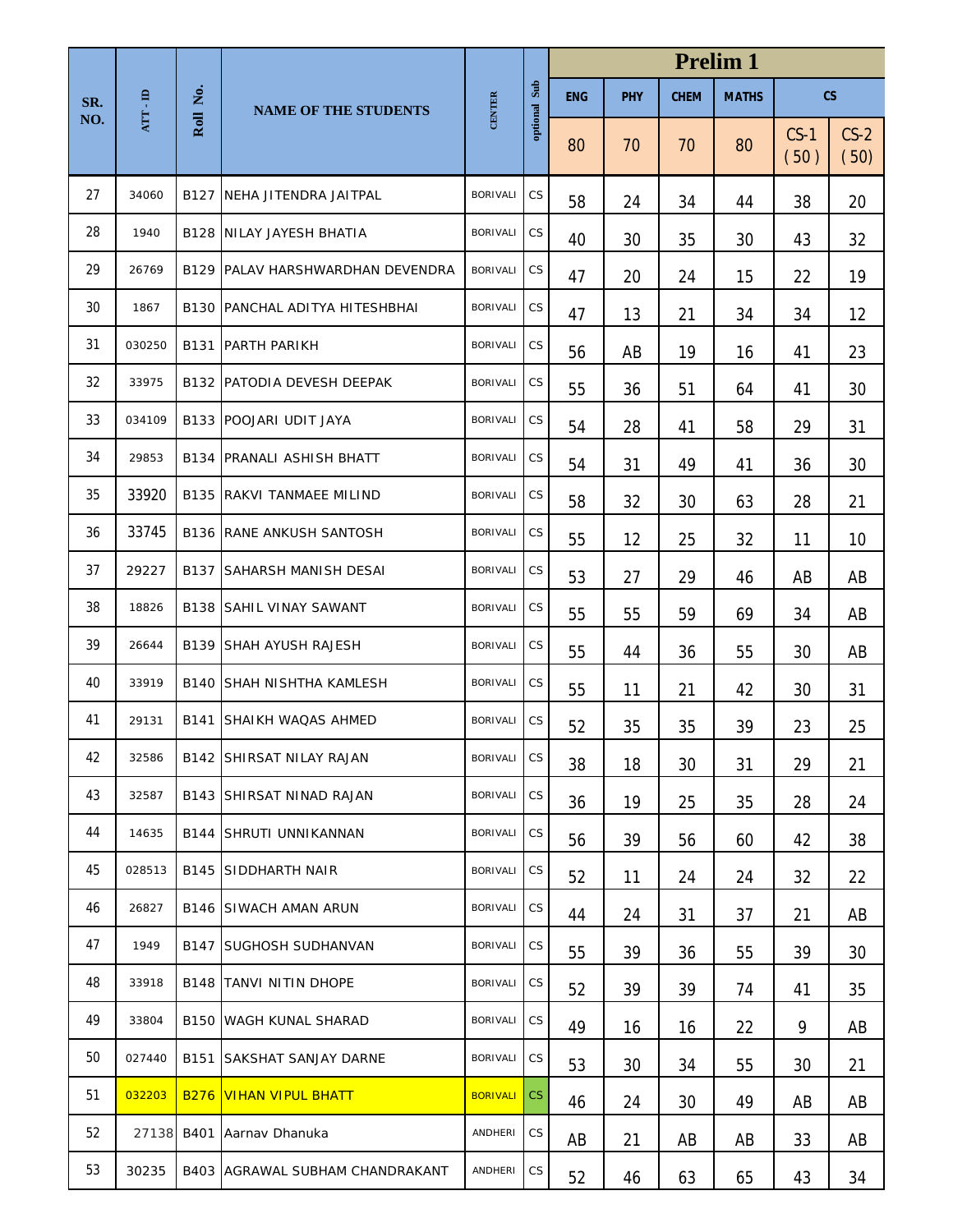| SR. NO. | ATT - ID | Roll No. | NAME OF THE STUDENTS | CENTER | optional Sub | Prelim 1 | | | | | |
|---|---|---|---|---|---|---|---|---|---|---|---|
| | | | | | | ENG | PHY | CHEM | MATHS | CS | |
| | | | | | | 80 | 70 | 70 | 80 | CS-1 ( 50 ) | CS-2 ( 50) |
| 27 | 34060 | B127 | NEHA JITENDRA JAITPAL | BORIVALI | CS | 58 | 24 | 34 | 44 | 38 | 20 |
| 28 | 1940 | B128 | NILAY JAYESH BHATIA | BORIVALI | CS | 40 | 30 | 35 | 30 | 43 | 32 |
| 29 | 26769 | B129 | PALAV HARSHWARDHAN DEVENDRA | BORIVALI | CS | 47 | 20 | 24 | 15 | 22 | 19 |
| 30 | 1867 | B130 | PANCHAL ADITYA HITESHBHAI | BORIVALI | CS | 47 | 13 | 21 | 34 | 34 | 12 |
| 31 | 030250 | B131 | PARTH PARIKH | BORIVALI | CS | 56 | AB | 19 | 16 | 41 | 23 |
| 32 | 33975 | B132 | PATODIA DEVESH DEEPAK | BORIVALI | CS | 55 | 36 | 51 | 64 | 41 | 30 |
| 33 | 034109 | B133 | POOJARI UDIT JAYA | BORIVALI | CS | 54 | 28 | 41 | 58 | 29 | 31 |
| 34 | 29853 | B134 | PRANALI ASHISH BHATT | BORIVALI | CS | 54 | 31 | 49 | 41 | 36 | 30 |
| 35 | 33920 | B135 | RAKVI TANMAEE MILIND | BORIVALI | CS | 58 | 32 | 30 | 63 | 28 | 21 |
| 36 | 33745 | B136 | RANE ANKUSH SANTOSH | BORIVALI | CS | 55 | 12 | 25 | 32 | 11 | 10 |
| 37 | 29227 | B137 | SAHARSH MANISH DESAI | BORIVALI | CS | 53 | 27 | 29 | 46 | AB | AB |
| 38 | 18826 | B138 | SAHIL VINAY SAWANT | BORIVALI | CS | 55 | 55 | 59 | 69 | 34 | AB |
| 39 | 26644 | B139 | SHAH AYUSH RAJESH | BORIVALI | CS | 55 | 44 | 36 | 55 | 30 | AB |
| 40 | 33919 | B140 | SHAH NISHTHA KAMLESH | BORIVALI | CS | 55 | 11 | 21 | 42 | 30 | 31 |
| 41 | 29131 | B141 | SHAIKH WAQAS AHMED | BORIVALI | CS | 52 | 35 | 35 | 39 | 23 | 25 |
| 42 | 32586 | B142 | SHIRSAT NILAY RAJAN | BORIVALI | CS | 38 | 18 | 30 | 31 | 29 | 21 |
| 43 | 32587 | B143 | SHIRSAT NINAD RAJAN | BORIVALI | CS | 36 | 19 | 25 | 35 | 28 | 24 |
| 44 | 14635 | B144 | SHRUTI UNNIKANNAN | BORIVALI | CS | 56 | 39 | 56 | 60 | 42 | 38 |
| 45 | 028513 | B145 | SIDDHARTH NAIR | BORIVALI | CS | 52 | 11 | 24 | 24 | 32 | 22 |
| 46 | 26827 | B146 | SIWACH AMAN ARUN | BORIVALI | CS | 44 | 24 | 31 | 37 | 21 | AB |
| 47 | 1949 | B147 | SUGHOSH SUDHANVAN | BORIVALI | CS | 55 | 39 | 36 | 55 | 39 | 30 |
| 48 | 33918 | B148 | TANVI NITIN DHOPE | BORIVALI | CS | 52 | 39 | 39 | 74 | 41 | 35 |
| 49 | 33804 | B150 | WAGH KUNAL SHARAD | BORIVALI | CS | 49 | 16 | 16 | 22 | 9 | AB |
| 50 | 027440 | B151 | SAKSHAT SANJAY DARNE | BORIVALI | CS | 53 | 30 | 34 | 55 | 30 | 21 |
| 51 | 032203 | B276 | VIHAN VIPUL BHATT | BORIVALI | CS | 46 | 24 | 30 | 49 | AB | AB |
| 52 | 27138 | B401 | Aarnav Dhanuka | ANDHERI | CS | AB | 21 | AB | AB | 33 | AB |
| 53 | 30235 | B403 | AGRAWAL SUBHAM CHANDRAKANT | ANDHERI | CS | 52 | 46 | 63 | 65 | 43 | 34 |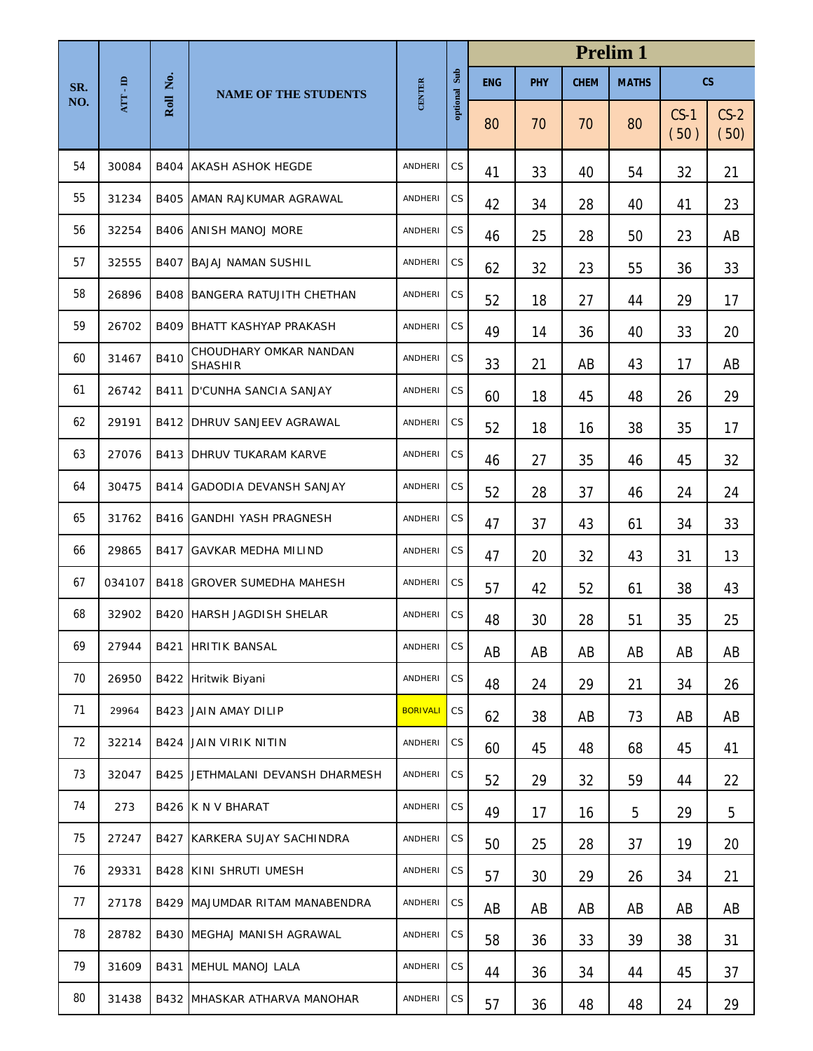| SR. NO. | ATT - ID | Roll No. | NAME OF THE STUDENTS | CENTER | optional Sub | Prelim 1 | | | | | |
|---|---|---|---|---|---|---|---|---|---|---|---|
| | | | | | | ENG | PHY | CHEM | MATHS | CS | |
| | | | | | | 80 | 70 | 70 | 80 | CS-1 ( 50 ) | CS-2 ( 50) |
| 54 | 30084 | B404 | AKASH ASHOK HEGDE | ANDHERI | CS | 41 | 33 | 40 | 54 | 32 | 21 |
| 55 | 31234 | B405 | AMAN RAJKUMAR AGRAWAL | ANDHERI | CS | 42 | 34 | 28 | 40 | 41 | 23 |
| 56 | 32254 | B406 | ANISH MANOJ MORE | ANDHERI | CS | 46 | 25 | 28 | 50 | 23 | AB |
| 57 | 32555 | B407 | BAJAJ NAMAN SUSHIL | ANDHERI | CS | 62 | 32 | 23 | 55 | 36 | 33 |
| 58 | 26896 | B408 | BANGERA RATUJITH CHETHAN | ANDHERI | CS | 52 | 18 | 27 | 44 | 29 | 17 |
| 59 | 26702 | B409 | BHATT KASHYAP PRAKASH | ANDHERI | CS | 49 | 14 | 36 | 40 | 33 | 20 |
| 60 | 31467 | B410 | CHOUDHARY OMKAR NANDAN SHASHIR | ANDHERI | CS | 33 | 21 | AB | 43 | 17 | AB |
| 61 | 26742 | B411 | D'CUNHA SANCIA SANJAY | ANDHERI | CS | 60 | 18 | 45 | 48 | 26 | 29 |
| 62 | 29191 | B412 | DHRUV SANJEEV AGRAWAL | ANDHERI | CS | 52 | 18 | 16 | 38 | 35 | 17 |
| 63 | 27076 | B413 | DHRUV TUKARAM KARVE | ANDHERI | CS | 46 | 27 | 35 | 46 | 45 | 32 |
| 64 | 30475 | B414 | GADODIA DEVANSH SANJAY | ANDHERI | CS | 52 | 28 | 37 | 46 | 24 | 24 |
| 65 | 31762 | B416 | GANDHI YASH PRAGNESH | ANDHERI | CS | 47 | 37 | 43 | 61 | 34 | 33 |
| 66 | 29865 | B417 | GAVKAR MEDHA MILIND | ANDHERI | CS | 47 | 20 | 32 | 43 | 31 | 13 |
| 67 | 034107 | B418 | GROVER SUMEDHA MAHESH | ANDHERI | CS | 57 | 42 | 52 | 61 | 38 | 43 |
| 68 | 32902 | B420 | HARSH JAGDISH SHELAR | ANDHERI | CS | 48 | 30 | 28 | 51 | 35 | 25 |
| 69 | 27944 | B421 | HRITIK BANSAL | ANDHERI | CS | AB | AB | AB | AB | AB | AB |
| 70 | 26950 | B422 | Hritwik Biyani | ANDHERI | CS | 48 | 24 | 29 | 21 | 34 | 26 |
| 71 | 29964 | B423 | JAIN AMAY DILIP | BORIVALI | CS | 62 | 38 | AB | 73 | AB | AB |
| 72 | 32214 | B424 | JAIN VIRIK NITIN | ANDHERI | CS | 60 | 45 | 48 | 68 | 45 | 41 |
| 73 | 32047 | B425 | JETHMALANI DEVANSH DHARMESH | ANDHERI | CS | 52 | 29 | 32 | 59 | 44 | 22 |
| 74 | 273 | B426 | K N V BHARAT | ANDHERI | CS | 49 | 17 | 16 | 5 | 29 | 5 |
| 75 | 27247 | B427 | KARKERA SUJAY SACHINDRA | ANDHERI | CS | 50 | 25 | 28 | 37 | 19 | 20 |
| 76 | 29331 | B428 | KINI SHRUTI UMESH | ANDHERI | CS | 57 | 30 | 29 | 26 | 34 | 21 |
| 77 | 27178 | B429 | MAJUMDAR RITAM MANABENDRA | ANDHERI | CS | AB | AB | AB | AB | AB | AB |
| 78 | 28782 | B430 | MEGHAJ MANISH AGRAWAL | ANDHERI | CS | 58 | 36 | 33 | 39 | 38 | 31 |
| 79 | 31609 | B431 | MEHUL MANOJ LALA | ANDHERI | CS | 44 | 36 | 34 | 44 | 45 | 37 |
| 80 | 31438 | B432 | MHASKAR ATHARVA MANOHAR | ANDHERI | CS | 57 | 36 | 48 | 48 | 24 | 29 |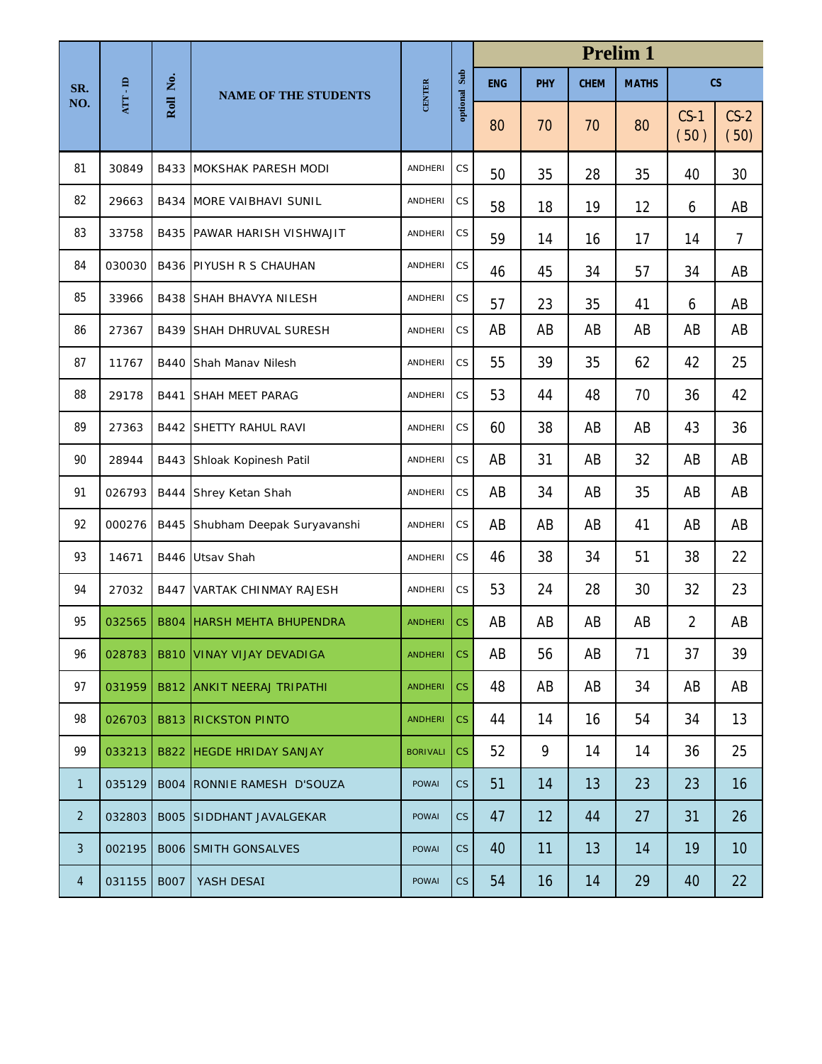| SR. NO. | ATT - ID | Roll No. | NAME OF THE STUDENTS | CENTER | optional Sub | Prelim 1 | | | | | |
|---|---|---|---|---|---|---|---|---|---|---|---|
| | | | | | | ENG | PHY | CHEM | MATHS | CS | |
| | | | | | | 80 | 70 | 70 | 80 | CS-1 ( 50 ) | CS-2 ( 50) |
| 81 | 30849 | B433 | MOKSHAK PARESH MODI | ANDHERI | CS | 50 | 35 | 28 | 35 | 40 | 30 |
| 82 | 29663 | B434 | MORE VAIBHAVI SUNIL | ANDHERI | CS | 58 | 18 | 19 | 12 | 6 | AB |
| 83 | 33758 | B435 | PAWAR HARISH VISHWAJIT | ANDHERI | CS | 59 | 14 | 16 | 17 | 14 | 7 |
| 84 | 030030 | B436 | PIYUSH R S CHAUHAN | ANDHERI | CS | 46 | 45 | 34 | 57 | 34 | AB |
| 85 | 33966 | B438 | SHAH BHAVYA NILESH | ANDHERI | CS | 57 | 23 | 35 | 41 | 6 | AB |
| 86 | 27367 | B439 | SHAH DHRUVAL SURESH | ANDHERI | CS | AB | AB | AB | AB | AB | AB |
| 87 | 11767 | B440 | Shah Manav Nilesh | ANDHERI | CS | 55 | 39 | 35 | 62 | 42 | 25 |
| 88 | 29178 | B441 | SHAH MEET PARAG | ANDHERI | CS | 53 | 44 | 48 | 70 | 36 | 42 |
| 89 | 27363 | B442 | SHETTY RAHUL RAVI | ANDHERI | CS | 60 | 38 | AB | AB | 43 | 36 |
| 90 | 28944 | B443 | Shloak Kopinesh Patil | ANDHERI | CS | AB | 31 | AB | 32 | AB | AB |
| 91 | 026793 | B444 | Shrey Ketan Shah | ANDHERI | CS | AB | 34 | AB | 35 | AB | AB |
| 92 | 000276 | B445 | Shubham Deepak Suryavanshi | ANDHERI | CS | AB | AB | AB | 41 | AB | AB |
| 93 | 14671 | B446 | Utsav Shah | ANDHERI | CS | 46 | 38 | 34 | 51 | 38 | 22 |
| 94 | 27032 | B447 | VARTAK CHINMAY RAJESH | ANDHERI | CS | 53 | 24 | 28 | 30 | 32 | 23 |
| 95 | 032565 | B804 | HARSH MEHTA BHUPENDRA | ANDHERI | CS | AB | AB | AB | AB | 2 | AB |
| 96 | 028783 | B810 | VINAY VIJAY DEVADIGA | ANDHERI | CS | AB | 56 | AB | 71 | 37 | 39 |
| 97 | 031959 | B812 | ANKIT NEERAJ TRIPATHI | ANDHERI | CS | 48 | AB | AB | 34 | AB | AB |
| 98 | 026703 | B813 | RICKSTON PINTO | ANDHERI | CS | 44 | 14 | 16 | 54 | 34 | 13 |
| 99 | 033213 | B822 | HEGDE HRIDAY SANJAY | BORIVALI | CS | 52 | 9 | 14 | 14 | 36 | 25 |
| 1 | 035129 | B004 | RONNIE RAMESH D'SOUZA | POWAI | CS | 51 | 14 | 13 | 23 | 23 | 16 |
| 2 | 032803 | B005 | SIDDHANT JAVALGEKAR | POWAI | CS | 47 | 12 | 44 | 27 | 31 | 26 |
| 3 | 002195 | B006 | SMITH GONSALVES | POWAI | CS | 40 | 11 | 13 | 14 | 19 | 10 |
| 4 | 031155 | B007 | YASH DESAI | POWAI | CS | 54 | 16 | 14 | 29 | 40 | 22 |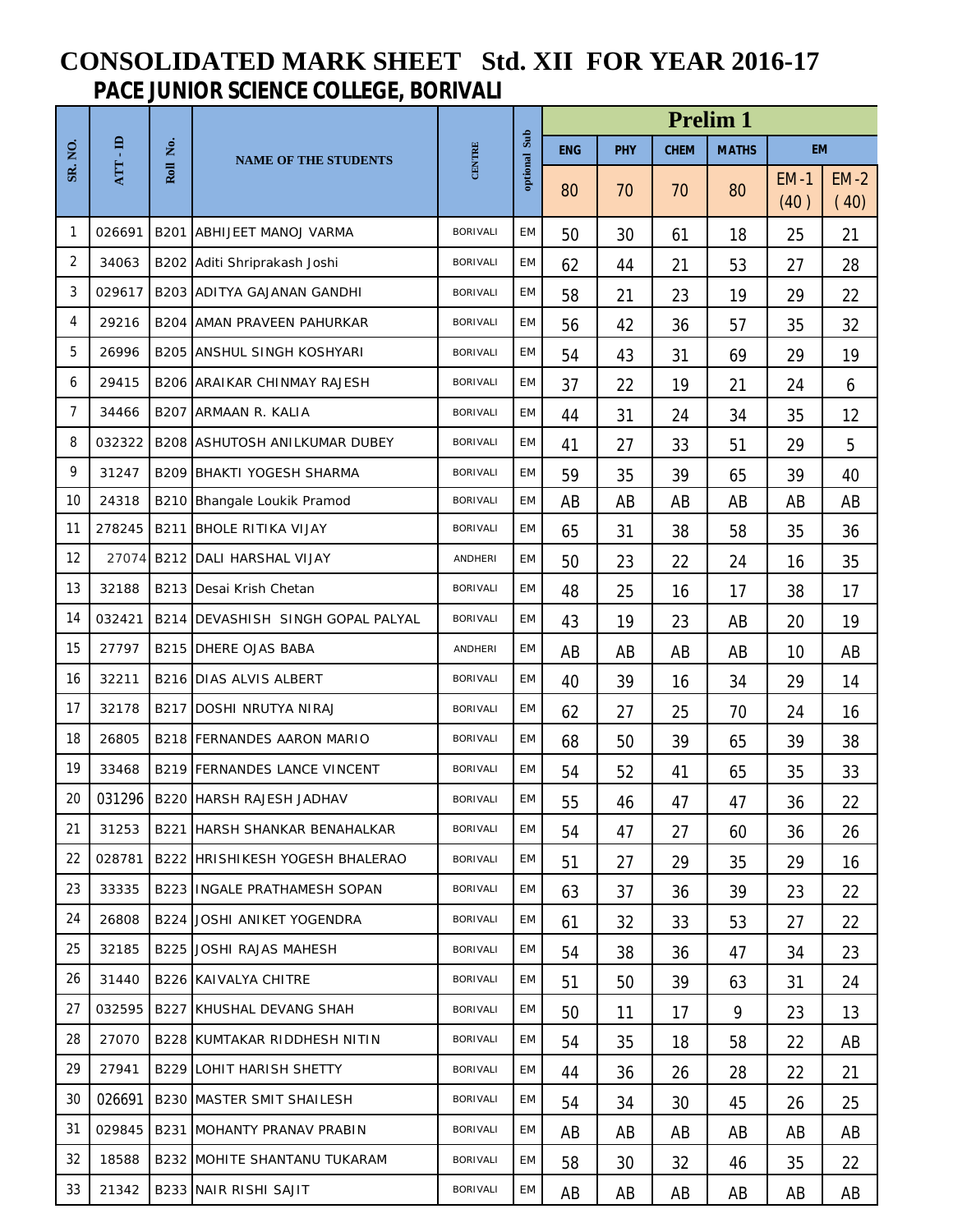# CONSOLIDATED MARK SHEET Std. XII FOR YEAR 2016-17

## PACE JUNIOR SCIENCE COLLEGE, BORIVALI

| SR. NO. | ATT - ID | Roll No. | NAME OF THE STUDENTS | CENTRE | optional Sub | Prelim 1 | | | | | |
|---|---|---|---|---|---|---|---|---|---|---|---|
| | | | | | | ENG | PHY | CHEM | MATHS | EM | |
| | | | | | | 80 | 70 | 70 | 80 | EM-1 (40) | EM-2 (40) |
| 1 | 026691 | B201 | ABHIJEET MANOJ VARMA | BORIVALI | EM | 50 | 30 | 61 | 18 | 25 | 21 |
| 2 | 34063 | B202 | Aditi Shriprakash Joshi | BORIVALI | EM | 62 | 44 | 21 | 53 | 27 | 28 |
| 3 | 029617 | B203 | ADITYA GAJANAN GANDHI | BORIVALI | EM | 58 | 21 | 23 | 19 | 29 | 22 |
| 4 | 29216 | B204 | AMAN PRAVEEN PAHURKAR | BORIVALI | EM | 56 | 42 | 36 | 57 | 35 | 32 |
| 5 | 26996 | B205 | ANSHUL SINGH KOSHYARI | BORIVALI | EM | 54 | 43 | 31 | 69 | 29 | 19 |
| 6 | 29415 | B206 | ARAIKAR CHINMAY RAJESH | BORIVALI | EM | 37 | 22 | 19 | 21 | 24 | 6 |
| 7 | 34466 | B207 | ARMAAN R. KALIA | BORIVALI | EM | 44 | 31 | 24 | 34 | 35 | 12 |
| 8 | 032322 | B208 | ASHUTOSH ANILKUMAR DUBEY | BORIVALI | EM | 41 | 27 | 33 | 51 | 29 | 5 |
| 9 | 31247 | B209 | BHAKTI YOGESH SHARMA | BORIVALI | EM | 59 | 35 | 39 | 65 | 39 | 40 |
| 10 | 24318 | B210 | Bhangale Loukik Pramod | BORIVALI | EM | AB | AB | AB | AB | AB | AB |
| 11 | 278245 | B211 | BHOLE RITIKA VIJAY | BORIVALI | EM | 65 | 31 | 38 | 58 | 35 | 36 |
| 12 | 27074 | B212 | DALI HARSHAL VIJAY | ANDHERI | EM | 50 | 23 | 22 | 24 | 16 | 35 |
| 13 | 32188 | B213 | Desai Krish Chetan | BORIVALI | EM | 48 | 25 | 16 | 17 | 38 | 17 |
| 14 | 032421 | B214 | DEVASHISH SINGH GOPAL PALYAL | BORIVALI | EM | 43 | 19 | 23 | AB | 20 | 19 |
| 15 | 27797 | B215 | DHERE OJAS BABA | ANDHERI | EM | AB | AB | AB | AB | 10 | AB |
| 16 | 32211 | B216 | DIAS ALVIS ALBERT | BORIVALI | EM | 40 | 39 | 16 | 34 | 29 | 14 |
| 17 | 32178 | B217 | DOSHI NRUTYA NIRAJ | BORIVALI | EM | 62 | 27 | 25 | 70 | 24 | 16 |
| 18 | 26805 | B218 | FERNANDES AARON MARIO | BORIVALI | EM | 68 | 50 | 39 | 65 | 39 | 38 |
| 19 | 33468 | B219 | FERNANDES LANCE VINCENT | BORIVALI | EM | 54 | 52 | 41 | 65 | 35 | 33 |
| 20 | 031296 | B220 | HARSH RAJESH JADHAV | BORIVALI | EM | 55 | 46 | 47 | 47 | 36 | 22 |
| 21 | 31253 | B221 | HARSH SHANKAR BENAHALKAR | BORIVALI | EM | 54 | 47 | 27 | 60 | 36 | 26 |
| 22 | 028781 | B222 | HRISHIKESH YOGESH BHALERAO | BORIVALI | EM | 51 | 27 | 29 | 35 | 29 | 16 |
| 23 | 33335 | B223 | INGALE PRATHAMESH SOPAN | BORIVALI | EM | 63 | 37 | 36 | 39 | 23 | 22 |
| 24 | 26808 | B224 | JOSHI ANIKET YOGENDRA | BORIVALI | EM | 61 | 32 | 33 | 53 | 27 | 22 |
| 25 | 32185 | B225 | JOSHI RAJAS MAHESH | BORIVALI | EM | 54 | 38 | 36 | 47 | 34 | 23 |
| 26 | 31440 | B226 | KAIVALYA CHITRE | BORIVALI | EM | 51 | 50 | 39 | 63 | 31 | 24 |
| 27 | 032595 | B227 | KHUSHAL DEVANG SHAH | BORIVALI | EM | 50 | 11 | 17 | 9 | 23 | 13 |
| 28 | 27070 | B228 | KUMTAKAR RIDDHESH NITIN | BORIVALI | EM | 54 | 35 | 18 | 58 | 22 | AB |
| 29 | 27941 | B229 | LOHIT HARISH SHETTY | BORIVALI | EM | 44 | 36 | 26 | 28 | 22 | 21 |
| 30 | 026691 | B230 | MASTER SMIT SHAILESH | BORIVALI | EM | 54 | 34 | 30 | 45 | 26 | 25 |
| 31 | 029845 | B231 | MOHANTY PRANAV PRABIN | BORIVALI | EM | AB | AB | AB | AB | AB | AB |
| 32 | 18588 | B232 | MOHITE SHANTANU TUKARAM | BORIVALI | EM | 58 | 30 | 32 | 46 | 35 | 22 |
| 33 | 21342 | B233 | NAIR RISHI SAJIT | BORIVALI | EM | AB | AB | AB | AB | AB | AB |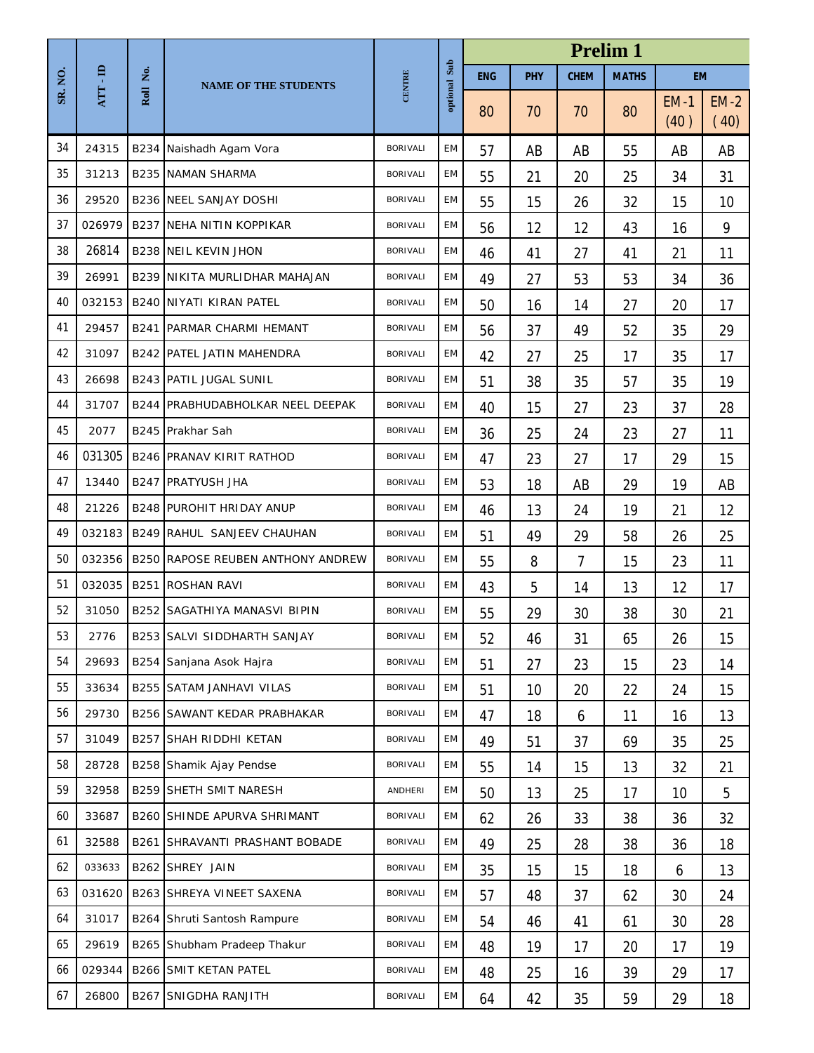| SR. NO. | ATT - ID | Roll No. | NAME OF THE STUDENTS | CENTRE | optional Sub | Prelim 1 | | | | | |
|---|---|---|---|---|---|---|---|---|---|---|---|
| | | | | | | ENG | PHY | CHEM | MATHS | EM | |
| | | | | | | 80 | 70 | 70 | 80 | EM -1 (40 ) | EM -2 ( 40) |
| 34 | 24315 | B234 | Naishadh Agam Vora | BORIVALI | EM | 57 | AB | AB | 55 | AB | AB |
| 35 | 31213 | B235 | NAMAN SHARMA | BORIVALI | EM | 55 | 21 | 20 | 25 | 34 | 31 |
| 36 | 29520 | B236 | NEEL SANJAY DOSHI | BORIVALI | EM | 55 | 15 | 26 | 32 | 15 | 10 |
| 37 | 026979 | B237 | NEHA NITIN KOPPIKAR | BORIVALI | EM | 56 | 12 | 12 | 43 | 16 | 9 |
| 38 | 26814 | B238 | NEIL KEVIN JHON | BORIVALI | EM | 46 | 41 | 27 | 41 | 21 | 11 |
| 39 | 26991 | B239 | NIKITA MURLIDHAR MAHAJAN | BORIVALI | EM | 49 | 27 | 53 | 53 | 34 | 36 |
| 40 | 032153 | B240 | NIYATI KIRAN PATEL | BORIVALI | EM | 50 | 16 | 14 | 27 | 20 | 17 |
| 41 | 29457 | B241 | PARMAR CHARMI HEMANT | BORIVALI | EM | 56 | 37 | 49 | 52 | 35 | 29 |
| 42 | 31097 | B242 | PATEL JATIN MAHENDRA | BORIVALI | EM | 42 | 27 | 25 | 17 | 35 | 17 |
| 43 | 26698 | B243 | PATIL JUGAL SUNIL | BORIVALI | EM | 51 | 38 | 35 | 57 | 35 | 19 |
| 44 | 31707 | B244 | PRABHUDABHOLKAR NEEL DEEPAK | BORIVALI | EM | 40 | 15 | 27 | 23 | 37 | 28 |
| 45 | 2077 | B245 | Prakhar Sah | BORIVALI | EM | 36 | 25 | 24 | 23 | 27 | 11 |
| 46 | 031305 | B246 | PRANAV KIRIT RATHOD | BORIVALI | EM | 47 | 23 | 27 | 17 | 29 | 15 |
| 47 | 13440 | B247 | PRATYUSH JHA | BORIVALI | EM | 53 | 18 | AB | 29 | 19 | AB |
| 48 | 21226 | B248 | PUROHIT HRIDAY ANUP | BORIVALI | EM | 46 | 13 | 24 | 19 | 21 | 12 |
| 49 | 032183 | B249 | RAHUL SANJEEV CHAUHAN | BORIVALI | EM | 51 | 49 | 29 | 58 | 26 | 25 |
| 50 | 032356 | B250 | RAPOSE REUBEN ANTHONY ANDREW | BORIVALI | EM | 55 | 8 | 7 | 15 | 23 | 11 |
| 51 | 032035 | B251 | ROSHAN RAVI | BORIVALI | EM | 43 | 5 | 14 | 13 | 12 | 17 |
| 52 | 31050 | B252 | SAGATHIYA MANASVI BIPIN | BORIVALI | EM | 55 | 29 | 30 | 38 | 30 | 21 |
| 53 | 2776 | B253 | SALVI SIDDHARTH SANJAY | BORIVALI | EM | 52 | 46 | 31 | 65 | 26 | 15 |
| 54 | 29693 | B254 | Sanjana Asok Hajra | BORIVALI | EM | 51 | 27 | 23 | 15 | 23 | 14 |
| 55 | 33634 | B255 | SATAM JANHAVI VILAS | BORIVALI | EM | 51 | 10 | 20 | 22 | 24 | 15 |
| 56 | 29730 | B256 | SAWANT KEDAR PRABHAKAR | BORIVALI | EM | 47 | 18 | 6 | 11 | 16 | 13 |
| 57 | 31049 | B257 | SHAH RIDDHI KETAN | BORIVALI | EM | 49 | 51 | 37 | 69 | 35 | 25 |
| 58 | 28728 | B258 | Shamik Ajay Pendse | BORIVALI | EM | 55 | 14 | 15 | 13 | 32 | 21 |
| 59 | 32958 | B259 | SHETH SMIT NARESH | ANDHERI | EM | 50 | 13 | 25 | 17 | 10 | 5 |
| 60 | 33687 | B260 | SHINDE APURVA SHRIMANT | BORIVALI | EM | 62 | 26 | 33 | 38 | 36 | 32 |
| 61 | 32588 | B261 | SHRAVANTI PRASHANT BOBADE | BORIVALI | EM | 49 | 25 | 28 | 38 | 36 | 18 |
| 62 | 033633 | B262 | SHREY JAIN | BORIVALI | EM | 35 | 15 | 15 | 18 | 6 | 13 |
| 63 | 031620 | B263 | SHREYA VINEET SAXENA | BORIVALI | EM | 57 | 48 | 37 | 62 | 30 | 24 |
| 64 | 31017 | B264 | Shruti Santosh Rampure | BORIVALI | EM | 54 | 46 | 41 | 61 | 30 | 28 |
| 65 | 29619 | B265 | Shubham Pradeep Thakur | BORIVALI | EM | 48 | 19 | 17 | 20 | 17 | 19 |
| 66 | 029344 | B266 | SMIT KETAN PATEL | BORIVALI | EM | 48 | 25 | 16 | 39 | 29 | 17 |
| 67 | 26800 | B267 | SNIGDHA RANJITH | BORIVALI | EM | 64 | 42 | 35 | 59 | 29 | 18 |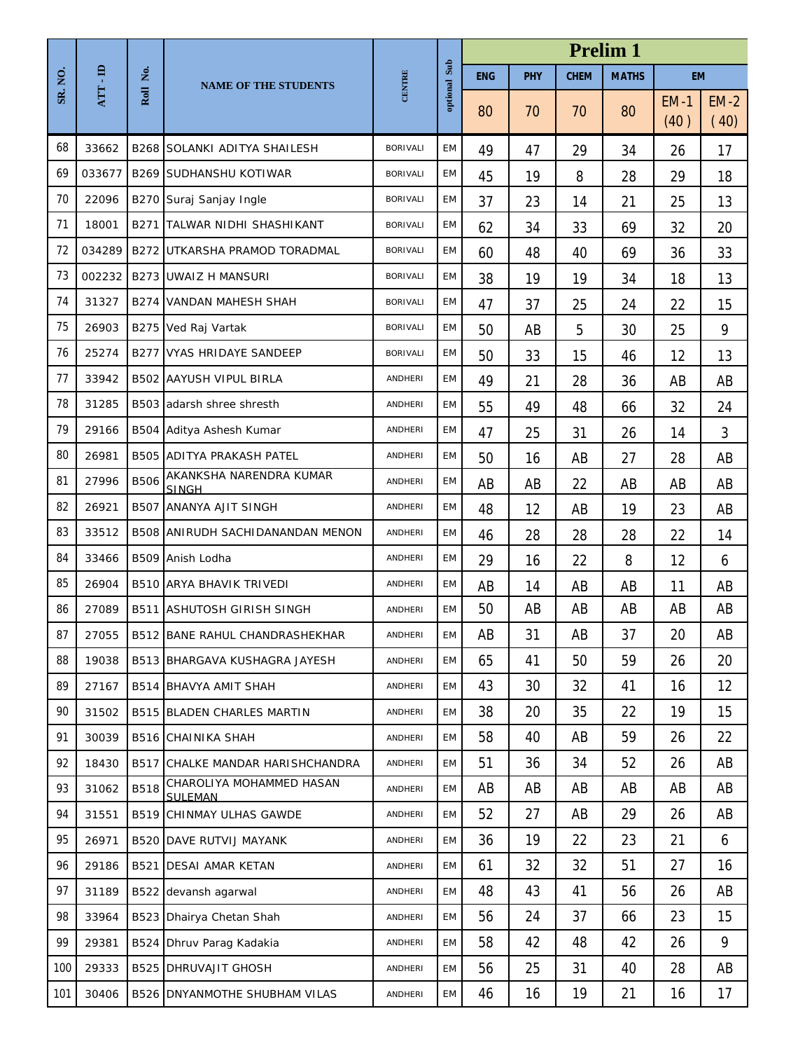| SR. NO. | ATT - ID | Roll No. | NAME OF THE STUDENTS | CENTRE | optional Sub | Prelim 1 | | | | | |
|---|---|---|---|---|---|---|---|---|---|---|---|
| | | | | | | ENG | PHY | CHEM | MATHS | EM | |
| | | | | | | 80 | 70 | 70 | 80 | EM -1 (40 ) | EM -2 ( 40) |
| 68 | 33662 | B268 | SOLANKI ADITYA SHAILESH | BORIVALI | EM | 49 | 47 | 29 | 34 | 26 | 17 |
| 69 | 033677 | B269 | SUDHANSHU KOTIWAR | BORIVALI | EM | 45 | 19 | 8 | 28 | 29 | 18 |
| 70 | 22096 | B270 | Suraj Sanjay Ingle | BORIVALI | EM | 37 | 23 | 14 | 21 | 25 | 13 |
| 71 | 18001 | B271 | TALWAR NIDHI SHASHIKANT | BORIVALI | EM | 62 | 34 | 33 | 69 | 32 | 20 |
| 72 | 034289 | B272 | UTKARSHA PRAMOD TORADMAL | BORIVALI | EM | 60 | 48 | 40 | 69 | 36 | 33 |
| 73 | 002232 | B273 | UWAIZ H MANSURI | BORIVALI | EM | 38 | 19 | 19 | 34 | 18 | 13 |
| 74 | 31327 | B274 | VANDAN MAHESH SHAH | BORIVALI | EM | 47 | 37 | 25 | 24 | 22 | 15 |
| 75 | 26903 | B275 | Ved Raj Vartak | BORIVALI | EM | 50 | AB | 5 | 30 | 25 | 9 |
| 76 | 25274 | B277 | VYAS HRIDAYE SANDEEP | BORIVALI | EM | 50 | 33 | 15 | 46 | 12 | 13 |
| 77 | 33942 | B502 | AAYUSH VIPUL BIRLA | ANDHERI | EM | 49 | 21 | 28 | 36 | AB | AB |
| 78 | 31285 | B503 | adarsh shree shresth | ANDHERI | EM | 55 | 49 | 48 | 66 | 32 | 24 |
| 79 | 29166 | B504 | Aditya Ashesh Kumar | ANDHERI | EM | 47 | 25 | 31 | 26 | 14 | 3 |
| 80 | 26981 | B505 | ADITYA PRAKASH PATEL | ANDHERI | EM | 50 | 16 | AB | 27 | 28 | AB |
| 81 | 27996 | B506 | AKANKSHA NARENDRA KUMAR SINGH | ANDHERI | EM | AB | AB | 22 | AB | AB | AB |
| 82 | 26921 | B507 | ANANYA AJIT SINGH | ANDHERI | EM | 48 | 12 | AB | 19 | 23 | AB |
| 83 | 33512 | B508 | ANIRUDH SACHIDANANDAN MENON | ANDHERI | EM | 46 | 28 | 28 | 28 | 22 | 14 |
| 84 | 33466 | B509 | Anish Lodha | ANDHERI | EM | 29 | 16 | 22 | 8 | 12 | 6 |
| 85 | 26904 | B510 | ARYA BHAVIK TRIVEDI | ANDHERI | EM | AB | 14 | AB | AB | 11 | AB |
| 86 | 27089 | B511 | ASHUTOSH GIRISH SINGH | ANDHERI | EM | 50 | AB | AB | AB | AB | AB |
| 87 | 27055 | B512 | BANE RAHUL CHANDRASHEKHAR | ANDHERI | EM | AB | 31 | AB | 37 | 20 | AB |
| 88 | 19038 | B513 | BHARGAVA KUSHAGRA JAYESH | ANDHERI | EM | 65 | 41 | 50 | 59 | 26 | 20 |
| 89 | 27167 | B514 | BHAVYA AMIT SHAH | ANDHERI | EM | 43 | 30 | 32 | 41 | 16 | 12 |
| 90 | 31502 | B515 | BLADEN CHARLES MARTIN | ANDHERI | EM | 38 | 20 | 35 | 22 | 19 | 15 |
| 91 | 30039 | B516 | CHAINIKA SHAH | ANDHERI | EM | 58 | 40 | AB | 59 | 26 | 22 |
| 92 | 18430 | B517 | CHALKE MANDAR HARISHCHANDRA | ANDHERI | EM | 51 | 36 | 34 | 52 | 26 | AB |
| 93 | 31062 | B518 | CHAROLIYA MOHAMMED HASAN SULEMAN | ANDHERI | EM | AB | AB | AB | AB | AB | AB |
| 94 | 31551 | B519 | CHINMAY ULHAS GAWDE | ANDHERI | EM | 52 | 27 | AB | 29 | 26 | AB |
| 95 | 26971 | B520 | DAVE RUTVIJ MAYANK | ANDHERI | EM | 36 | 19 | 22 | 23 | 21 | 6 |
| 96 | 29186 | B521 | DESAI AMAR KETAN | ANDHERI | EM | 61 | 32 | 32 | 51 | 27 | 16 |
| 97 | 31189 | B522 | devansh agarwal | ANDHERI | EM | 48 | 43 | 41 | 56 | 26 | AB |
| 98 | 33964 | B523 | Dhairya Chetan Shah | ANDHERI | EM | 56 | 24 | 37 | 66 | 23 | 15 |
| 99 | 29381 | B524 | Dhruv Parag Kadakia | ANDHERI | EM | 58 | 42 | 48 | 42 | 26 | 9 |
| 100 | 29333 | B525 | DHRUVAJIT GHOSH | ANDHERI | EM | 56 | 25 | 31 | 40 | 28 | AB |
| 101 | 30406 | B526 | DNYANMOTHE SHUBHAM VILAS | ANDHERI | EM | 46 | 16 | 19 | 21 | 16 | 17 |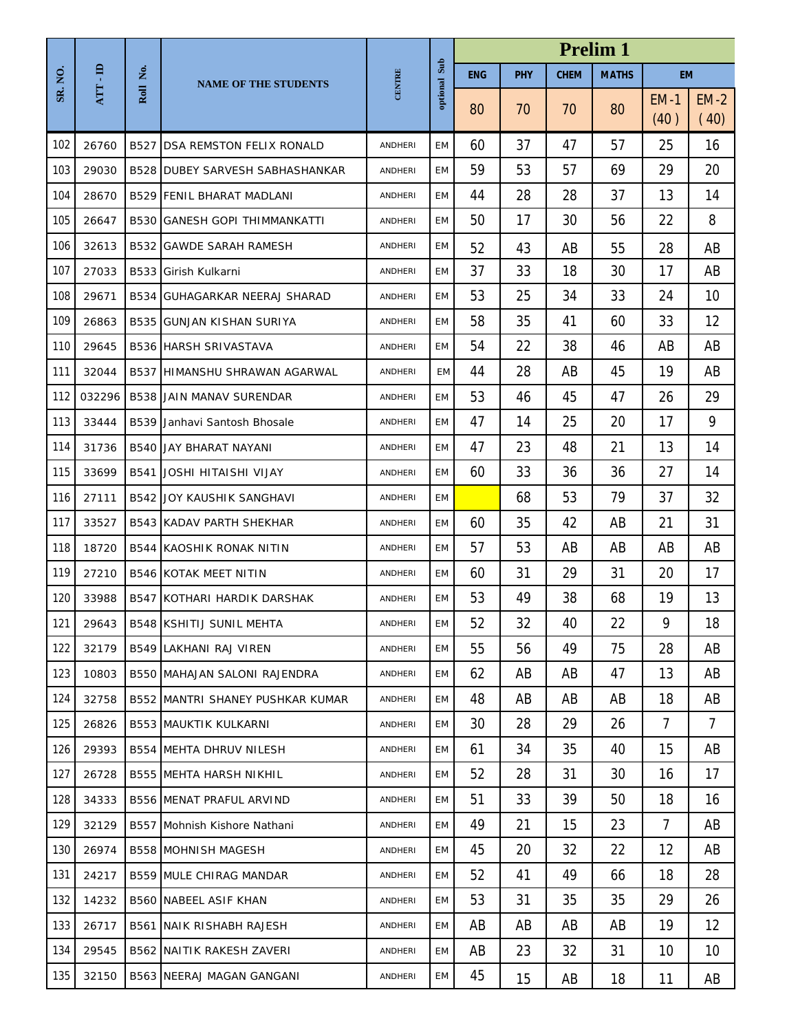| SR. NO. | ATT - ID | Roll No. | NAME OF THE STUDENTS | CENTRE | optional Sub | Prelim 1 | | | | | |
|---|---|---|---|---|---|---|---|---|---|---|---|
| | | | | | | ENG | PHY | CHEM | MATHS | EM | |
| | | | | | | 80 | 70 | 70 | 80 | EM -1 (40 ) | EM -2 ( 40) |
| 102 | 26760 | B527 | DSA REMSTON FELIX RONALD | ANDHERI | EM | 60 | 37 | 47 | 57 | 25 | 16 |
| 103 | 29030 | B528 | DUBEY SARVESH SABHASHANKAR | ANDHERI | EM | 59 | 53 | 57 | 69 | 29 | 20 |
| 104 | 28670 | B529 | FENIL BHARAT MADLANI | ANDHERI | EM | 44 | 28 | 28 | 37 | 13 | 14 |
| 105 | 26647 | B530 | GANESH GOPI THIMMANKATTI | ANDHERI | EM | 50 | 17 | 30 | 56 | 22 | 8 |
| 106 | 32613 | B532 | GAWDE SARAH RAMESH | ANDHERI | EM | 52 | 43 | AB | 55 | 28 | AB |
| 107 | 27033 | B533 | Girish Kulkarni | ANDHERI | EM | 37 | 33 | 18 | 30 | 17 | AB |
| 108 | 29671 | B534 | GUHAGARKAR NEERAJ SHARAD | ANDHERI | EM | 53 | 25 | 34 | 33 | 24 | 10 |
| 109 | 26863 | B535 | GUNJAN KISHAN SURIYA | ANDHERI | EM | 58 | 35 | 41 | 60 | 33 | 12 |
| 110 | 29645 | B536 | HARSH SRIVASTAVA | ANDHERI | EM | 54 | 22 | 38 | 46 | AB | AB |
| 111 | 32044 | B537 | HIMANSHU SHRAWAN AGARWAL | ANDHERI | EM | 44 | 28 | AB | 45 | 19 | AB |
| 112 | 032296 | B538 | JAIN MANAV SURENDAR | ANDHERI | EM | 53 | 46 | 45 | 47 | 26 | 29 |
| 113 | 33444 | B539 | Janhavi Santosh Bhosale | ANDHERI | EM | 47 | 14 | 25 | 20 | 17 | 9 |
| 114 | 31736 | B540 | JAY BHARAT NAYANI | ANDHERI | EM | 47 | 23 | 48 | 21 | 13 | 14 |
| 115 | 33699 | B541 | JOSHI HITAISHI VIJAY | ANDHERI | EM | 60 | 33 | 36 | 36 | 27 | 14 |
| 116 | 27111 | B542 | JOY KAUSHIK SANGHAVI | ANDHERI | EM | | 68 | 53 | 79 | 37 | 32 |
| 117 | 33527 | B543 | KADAV PARTH SHEKHAR | ANDHERI | EM | 60 | 35 | 42 | AB | 21 | 31 |
| 118 | 18720 | B544 | KAOSHIK RONAK NITIN | ANDHERI | EM | 57 | 53 | AB | AB | AB | AB |
| 119 | 27210 | B546 | KOTAK MEET NITIN | ANDHERI | EM | 60 | 31 | 29 | 31 | 20 | 17 |
| 120 | 33988 | B547 | KOTHARI HARDIK DARSHAK | ANDHERI | EM | 53 | 49 | 38 | 68 | 19 | 13 |
| 121 | 29643 | B548 | KSHITIJ SUNIL MEHTA | ANDHERI | EM | 52 | 32 | 40 | 22 | 9 | 18 |
| 122 | 32179 | B549 | LAKHANI RAJ VIREN | ANDHERI | EM | 55 | 56 | 49 | 75 | 28 | AB |
| 123 | 10803 | B550 | MAHAJAN SALONI RAJENDRA | ANDHERI | EM | 62 | AB | AB | 47 | 13 | AB |
| 124 | 32758 | B552 | MANTRI SHANEY PUSHKAR KUMAR | ANDHERI | EM | 48 | AB | AB | AB | 18 | AB |
| 125 | 26826 | B553 | MAUKTIK KULKARNI | ANDHERI | EM | 30 | 28 | 29 | 26 | 7 | 7 |
| 126 | 29393 | B554 | MEHTA DHRUV NILESH | ANDHERI | EM | 61 | 34 | 35 | 40 | 15 | AB |
| 127 | 26728 | B555 | MEHTA HARSH NIKHIL | ANDHERI | EM | 52 | 28 | 31 | 30 | 16 | 17 |
| 128 | 34333 | B556 | MENAT PRAFUL ARVIND | ANDHERI | EM | 51 | 33 | 39 | 50 | 18 | 16 |
| 129 | 32129 | B557 | Mohnish Kishore Nathani | ANDHERI | EM | 49 | 21 | 15 | 23 | 7 | AB |
| 130 | 26974 | B558 | MOHNISH MAGESH | ANDHERI | EM | 45 | 20 | 32 | 22 | 12 | AB |
| 131 | 24217 | B559 | MULE CHIRAG MANDAR | ANDHERI | EM | 52 | 41 | 49 | 66 | 18 | 28 |
| 132 | 14232 | B560 | NABEEL ASIF KHAN | ANDHERI | EM | 53 | 31 | 35 | 35 | 29 | 26 |
| 133 | 26717 | B561 | NAIK RISHABH RAJESH | ANDHERI | EM | AB | AB | AB | AB | 19 | 12 |
| 134 | 29545 | B562 | NAITIK RAKESH ZAVERI | ANDHERI | EM | AB | 23 | 32 | 31 | 10 | 10 |
| 135 | 32150 | B563 | NEERAJ MAGAN GANGANI | ANDHERI | EM | 45 | 15 | AB | 18 | 11 | AB |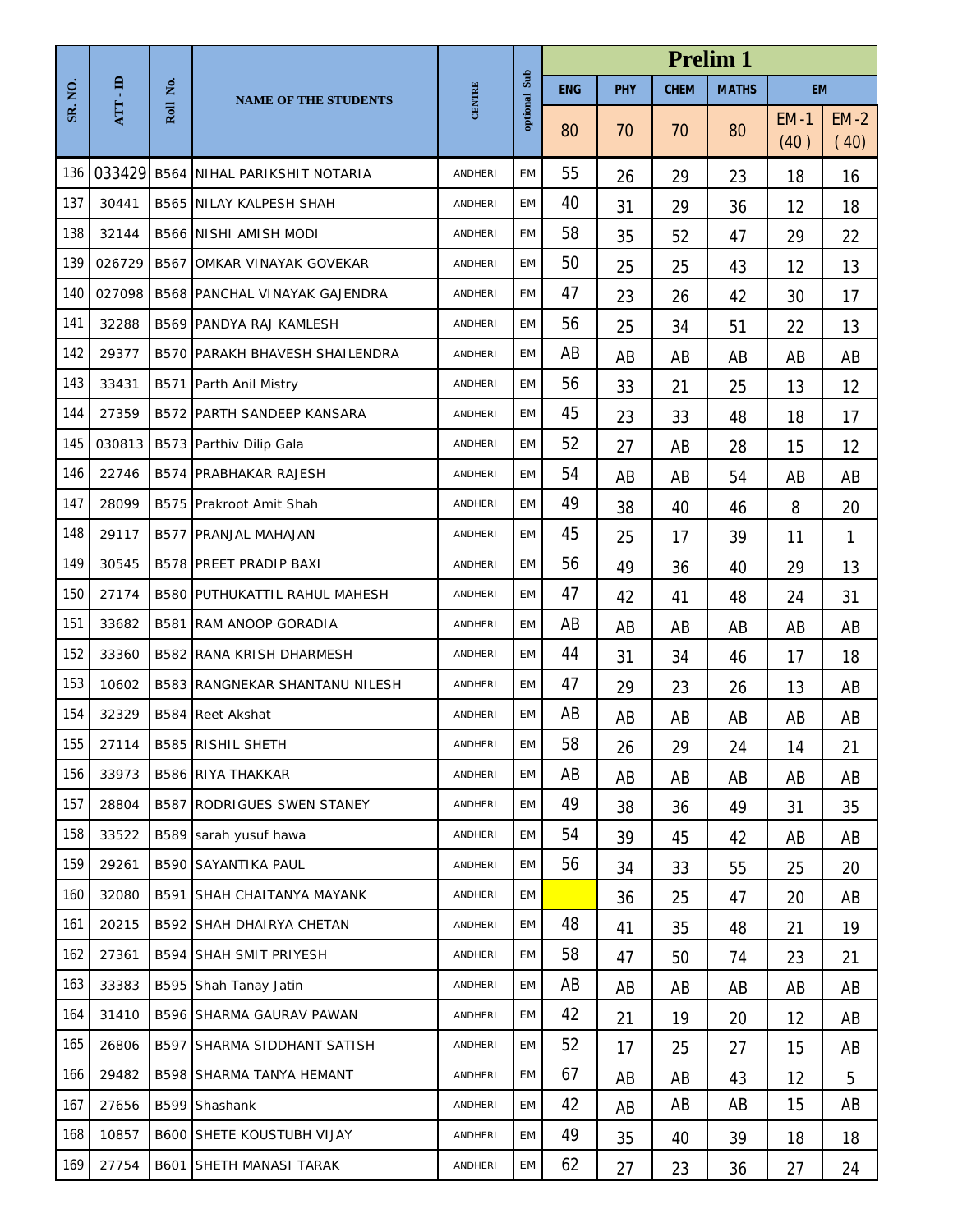| SR. NO. | ATT - ID | Roll No. | NAME OF THE STUDENTS | CENTRE | optional Sub | Prelim 1 | | | | | |
|---|---|---|---|---|---|---|---|---|---|---|---|
| | | | | | | ENG | PHY | CHEM | MATHS | EM | |
| | | | | | | 80 | 70 | 70 | 80 | EM -1 (40 ) | EM -2 ( 40) |
| 136 | 033429 | B564 | NIHAL PARIKSHIT NOTARIA | ANDHERI | EM | 55 | 26 | 29 | 23 | 18 | 16 |
| 137 | 30441 | B565 | NILAY KALPESH SHAH | ANDHERI | EM | 40 | 31 | 29 | 36 | 12 | 18 |
| 138 | 32144 | B566 | NISHI AMISH MODI | ANDHERI | EM | 58 | 35 | 52 | 47 | 29 | 22 |
| 139 | 026729 | B567 | OMKAR VINAYAK GOVEKAR | ANDHERI | EM | 50 | 25 | 25 | 43 | 12 | 13 |
| 140 | 027098 | B568 | PANCHAL VINAYAK GAJENDRA | ANDHERI | EM | 47 | 23 | 26 | 42 | 30 | 17 |
| 141 | 32288 | B569 | PANDYA RAJ KAMLESH | ANDHERI | EM | 56 | 25 | 34 | 51 | 22 | 13 |
| 142 | 29377 | B570 | PARAKH BHAVESH SHAILENDRA | ANDHERI | EM | AB | AB | AB | AB | AB | AB |
| 143 | 33431 | B571 | Parth Anil Mistry | ANDHERI | EM | 56 | 33 | 21 | 25 | 13 | 12 |
| 144 | 27359 | B572 | PARTH SANDEEP KANSARA | ANDHERI | EM | 45 | 23 | 33 | 48 | 18 | 17 |
| 145 | 030813 | B573 | Parthiv Dilip Gala | ANDHERI | EM | 52 | 27 | AB | 28 | 15 | 12 |
| 146 | 22746 | B574 | PRABHAKAR RAJESH | ANDHERI | EM | 54 | AB | AB | 54 | AB | AB |
| 147 | 28099 | B575 | Prakroot Amit Shah | ANDHERI | EM | 49 | 38 | 40 | 46 | 8 | 20 |
| 148 | 29117 | B577 | PRANJAL MAHAJAN | ANDHERI | EM | 45 | 25 | 17 | 39 | 11 | 1 |
| 149 | 30545 | B578 | PREET PRADIP BAXI | ANDHERI | EM | 56 | 49 | 36 | 40 | 29 | 13 |
| 150 | 27174 | B580 | PUTHUKATTIL RAHUL MAHESH | ANDHERI | EM | 47 | 42 | 41 | 48 | 24 | 31 |
| 151 | 33682 | B581 | RAM ANOOP GORADIA | ANDHERI | EM | AB | AB | AB | AB | AB | AB |
| 152 | 33360 | B582 | RANA KRISH DHARMESH | ANDHERI | EM | 44 | 31 | 34 | 46 | 17 | 18 |
| 153 | 10602 | B583 | RANGNEKAR SHANTANU NILESH | ANDHERI | EM | 47 | 29 | 23 | 26 | 13 | AB |
| 154 | 32329 | B584 | Reet Akshat | ANDHERI | EM | AB | AB | AB | AB | AB | AB |
| 155 | 27114 | B585 | RISHIL SHETH | ANDHERI | EM | 58 | 26 | 29 | 24 | 14 | 21 |
| 156 | 33973 | B586 | RIYA THAKKAR | ANDHERI | EM | AB | AB | AB | AB | AB | AB |
| 157 | 28804 | B587 | RODRIGUES SWEN STANEY | ANDHERI | EM | 49 | 38 | 36 | 49 | 31 | 35 |
| 158 | 33522 | B589 | sarah yusuf hawa | ANDHERI | EM | 54 | 39 | 45 | 42 | AB | AB |
| 159 | 29261 | B590 | SAYANTIKA PAUL | ANDHERI | EM | 56 | 34 | 33 | 55 | 25 | 20 |
| 160 | 32080 | B591 | SHAH CHAITANYA MAYANK | ANDHERI | EM | | 36 | 25 | 47 | 20 | AB |
| 161 | 20215 | B592 | SHAH DHAIRYA CHETAN | ANDHERI | EM | 48 | 41 | 35 | 48 | 21 | 19 |
| 162 | 27361 | B594 | SHAH SMIT PRIYESH | ANDHERI | EM | 58 | 47 | 50 | 74 | 23 | 21 |
| 163 | 33383 | B595 | Shah Tanay Jatin | ANDHERI | EM | AB | AB | AB | AB | AB | AB |
| 164 | 31410 | B596 | SHARMA GAURAV PAWAN | ANDHERI | EM | 42 | 21 | 19 | 20 | 12 | AB |
| 165 | 26806 | B597 | SHARMA SIDDHANT SATISH | ANDHERI | EM | 52 | 17 | 25 | 27 | 15 | AB |
| 166 | 29482 | B598 | SHARMA TANYA HEMANT | ANDHERI | EM | 67 | AB | AB | 43 | 12 | 5 |
| 167 | 27656 | B599 | Shashank | ANDHERI | EM | 42 | AB | AB | AB | 15 | AB |
| 168 | 10857 | B600 | SHETE KOUSTUBH VIJAY | ANDHERI | EM | 49 | 35 | 40 | 39 | 18 | 18 |
| 169 | 27754 | B601 | SHETH MANASI TARAK | ANDHERI | EM | 62 | 27 | 23 | 36 | 27 | 24 |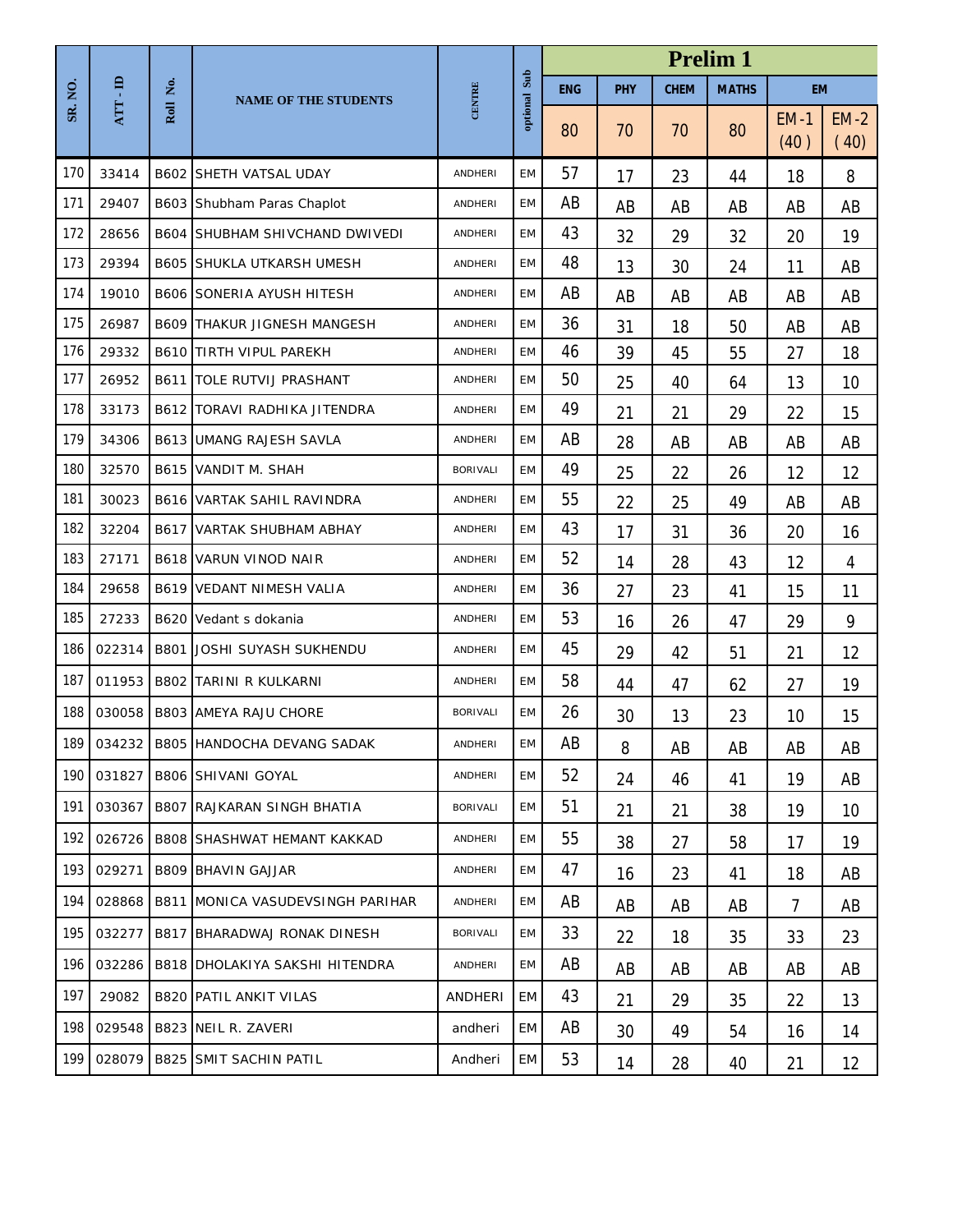| SR. NO. | ATT - ID | Roll No. | NAME OF THE STUDENTS | CENTRE | optional Sub | Prelim 1 | | | | | |
|---|---|---|---|---|---|---|---|---|---|---|---|
| | | | | | | ENG | PHY | CHEM | MATHS | EM | |
| | | | | | | 80 | 70 | 70 | 80 | EM -1 (40 ) | EM -2 ( 40) |
| 170 | 33414 | B602 | SHETH VATSAL UDAY | ANDHERI | EM | 57 | 17 | 23 | 44 | 18 | 8 |
| 171 | 29407 | B603 | Shubham Paras Chaplot | ANDHERI | EM | AB | AB | AB | AB | AB | AB |
| 172 | 28656 | B604 | SHUBHAM SHIVCHAND DWIVEDI | ANDHERI | EM | 43 | 32 | 29 | 32 | 20 | 19 |
| 173 | 29394 | B605 | SHUKLA UTKARSH UMESH | ANDHERI | EM | 48 | 13 | 30 | 24 | 11 | AB |
| 174 | 19010 | B606 | SONERIA AYUSH HITESH | ANDHERI | EM | AB | AB | AB | AB | AB | AB |
| 175 | 26987 | B609 | THAKUR JIGNESH MANGESH | ANDHERI | EM | 36 | 31 | 18 | 50 | AB | AB |
| 176 | 29332 | B610 | TIRTH VIPUL PAREKH | ANDHERI | EM | 46 | 39 | 45 | 55 | 27 | 18 |
| 177 | 26952 | B611 | TOLE RUTVIJ PRASHANT | ANDHERI | EM | 50 | 25 | 40 | 64 | 13 | 10 |
| 178 | 33173 | B612 | TORAVI RADHIKA JITENDRA | ANDHERI | EM | 49 | 21 | 21 | 29 | 22 | 15 |
| 179 | 34306 | B613 | UMANG RAJESH SAVLA | ANDHERI | EM | AB | 28 | AB | AB | AB | AB |
| 180 | 32570 | B615 | VANDIT M. SHAH | BORIVALI | EM | 49 | 25 | 22 | 26 | 12 | 12 |
| 181 | 30023 | B616 | VARTAK SAHIL RAVINDRA | ANDHERI | EM | 55 | 22 | 25 | 49 | AB | AB |
| 182 | 32204 | B617 | VARTAK SHUBHAM ABHAY | ANDHERI | EM | 43 | 17 | 31 | 36 | 20 | 16 |
| 183 | 27171 | B618 | VARUN VINOD NAIR | ANDHERI | EM | 52 | 14 | 28 | 43 | 12 | 4 |
| 184 | 29658 | B619 | VEDANT NIMESH VALIA | ANDHERI | EM | 36 | 27 | 23 | 41 | 15 | 11 |
| 185 | 27233 | B620 | Vedant s dokania | ANDHERI | EM | 53 | 16 | 26 | 47 | 29 | 9 |
| 186 | 022314 | B801 | JOSHI SUYASH SUKHENDU | ANDHERI | EM | 45 | 29 | 42 | 51 | 21 | 12 |
| 187 | 011953 | B802 | TARINI R KULKARNI | ANDHERI | EM | 58 | 44 | 47 | 62 | 27 | 19 |
| 188 | 030058 | B803 | AMEYA RAJU CHORE | BORIVALI | EM | 26 | 30 | 13 | 23 | 10 | 15 |
| 189 | 034232 | B805 | HANDOCHA DEVANG SADAK | ANDHERI | EM | AB | 8 | AB | AB | AB | AB |
| 190 | 031827 | B806 | SHIVANI GOYAL | ANDHERI | EM | 52 | 24 | 46 | 41 | 19 | AB |
| 191 | 030367 | B807 | RAJKARAN SINGH BHATIA | BORIVALI | EM | 51 | 21 | 21 | 38 | 19 | 10 |
| 192 | 026726 | B808 | SHASHWAT HEMANT KAKKAD | ANDHERI | EM | 55 | 38 | 27 | 58 | 17 | 19 |
| 193 | 029271 | B809 | BHAVIN GAJJAR | ANDHERI | EM | 47 | 16 | 23 | 41 | 18 | AB |
| 194 | 028868 | B811 | MONICA VASUDEVSINGH PARIHAR | ANDHERI | EM | AB | AB | AB | AB | 7 | AB |
| 195 | 032277 | B817 | BHARADWAJ RONAK DINESH | BORIVALI | EM | 33 | 22 | 18 | 35 | 33 | 23 |
| 196 | 032286 | B818 | DHOLAKIYA SAKSHI HITENDRA | ANDHERI | EM | AB | AB | AB | AB | AB | AB |
| 197 | 29082 | B820 | PATIL ANKIT VILAS | ANDHERI | EM | 43 | 21 | 29 | 35 | 22 | 13 |
| 198 | 029548 | B823 | NEIL R. ZAVERI | andheri | EM | AB | 30 | 49 | 54 | 16 | 14 |
| 199 | 028079 | B825 | SMIT SACHIN PATIL | Andheri | EM | 53 | 14 | 28 | 40 | 21 | 12 |